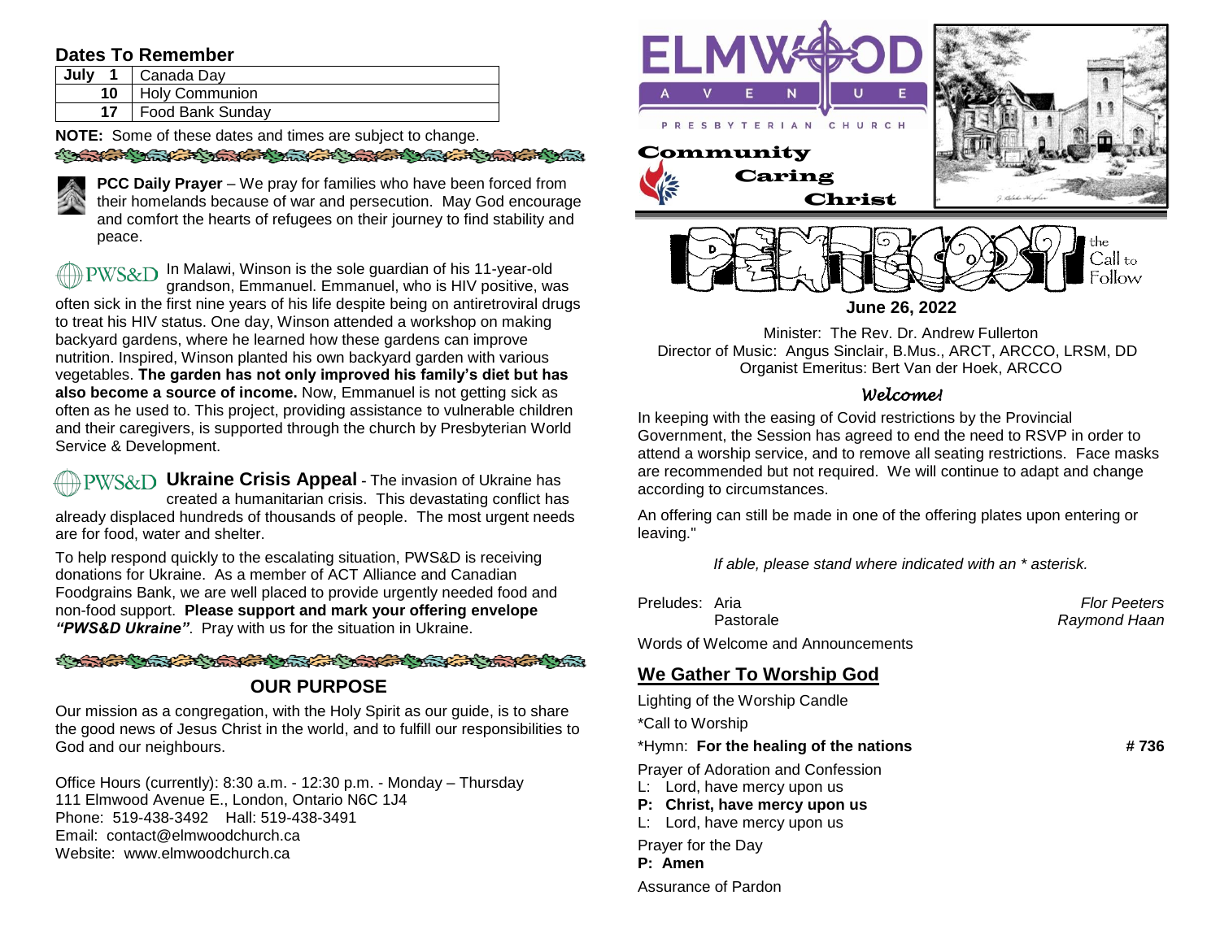## Dates To Remember

| July | |
|---|---|
| 1 | Canada Day |
| 10 | Holy Communion |
| 17 | Food Bank Sunday |

**NOTE:** Some of these dates and times are subject to change.

**PCC Daily Prayer** – We pray for families who have been forced from their homelands because of war and persecution. May God encourage and comfort the hearts of refugees on their journey to find stability and peace.

PWS&D In Malawi, Winson is the sole guardian of his 11-year-old grandson, Emmanuel. Emmanuel, who is HIV positive, was often sick in the first nine years of his life despite being on antiretroviral drugs to treat his HIV status. One day, Winson attended a workshop on making backyard gardens, where he learned how these gardens can improve nutrition. Inspired, Winson planted his own backyard garden with various vegetables. **The garden has not only improved his family's diet but has also become a source of income.** Now, Emmanuel is not getting sick as often as he used to. This project, providing assistance to vulnerable children and their caregivers, is supported through the church by Presbyterian World Service & Development.

PWS&D **Ukraine Crisis Appeal** - The invasion of Ukraine has created a humanitarian crisis. This devastating conflict has already displaced hundreds of thousands of people. The most urgent needs are for food, water and shelter.

To help respond quickly to the escalating situation, PWS&D is receiving donations for Ukraine. As a member of ACT Alliance and Canadian Foodgrains Bank, we are well placed to provide urgently needed food and non-food support. **Please support and mark your offering envelope *"PWS&D Ukraine"*.** Pray with us for the situation in Ukraine.

## OUR PURPOSE

Our mission as a congregation, with the Holy Spirit as our guide, is to share the good news of Jesus Christ in the world, and to fulfill our responsibilities to God and our neighbours.

Office Hours (currently): 8:30 a.m. - 12:30 p.m. - Monday – Thursday
111 Elmwood Avenue E., London, Ontario N6C 1J4
Phone: 519-438-3492 Hall: 519-438-3491
Email: contact@elmwoodchurch.ca
Website: www.elmwoodchurch.ca

# ELMWOOD AVENUE PRESBYTERIAN CHURCH

Community Caring Christ

PENTECOST — the Call to Follow

**June 26, 2022**

Minister: The Rev. Dr. Andrew Fullerton
Director of Music: Angus Sinclair, B.Mus., ARCT, ARCCO, LRSM, DD
Organist Emeritus: Bert Van der Hoek, ARCCO

### *Welcome!*

In keeping with the easing of Covid restrictions by the Provincial Government, the Session has agreed to end the need to RSVP in order to attend a worship service, and to remove all seating restrictions. Face masks are recommended but not required. We will continue to adapt and change according to circumstances.

An offering can still be made in one of the offering plates upon entering or leaving."

*If able, please stand where indicated with an * asterisk.*

Preludes: Aria — *Flor Peeters*
Pastorale — *Raymond Haan*

Words of Welcome and Announcements

## We Gather To Worship God

Lighting of the Worship Candle

*Call to Worship

*Hymn: **For the healing of the nations** **# 736**

Prayer of Adoration and Confession
L: Lord, have mercy upon us
**P: Christ, have mercy upon us**
L: Lord, have mercy upon us

Prayer for the Day
**P: Amen**

Assurance of Pardon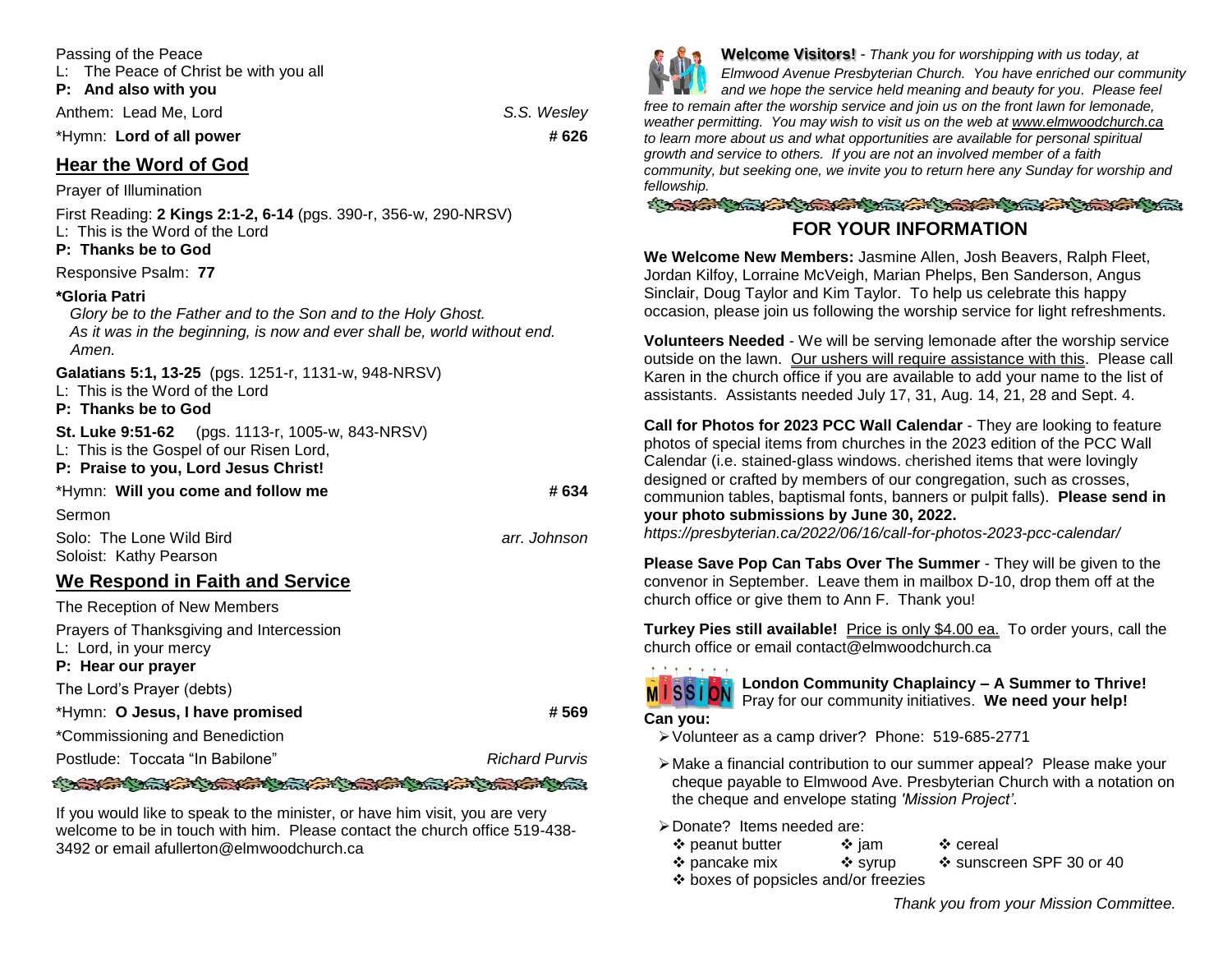Passing of the Peace
L: The Peace of Christ be with you all
**P: And also with you**

Anthem: Lead Me, Lord *S.S. Wesley*

*Hymn: **Lord of all power** **# 626**

## Hear the Word of God

Prayer of Illumination

First Reading: **2 Kings 2:1-2, 6-14** (pgs. 390-r, 356-w, 290-NRSV)
L: This is the Word of the Lord
**P: Thanks be to God**

Responsive Psalm: **77**

***Gloria Patri***
*Glory be to the Father and to the Son and to the Holy Ghost.*
*As it was in the beginning, is now and ever shall be, world without end. Amen.*

**Galatians 5:1, 13-25** (pgs. 1251-r, 1131-w, 948-NRSV)
L: This is the Word of the Lord
**P: Thanks be to God**

**St. Luke 9:51-62** (pgs. 1113-r, 1005-w, 843-NRSV)
L: This is the Gospel of our Risen Lord,
**P: Praise to you, Lord Jesus Christ!**

*Hymn: **Will you come and follow me** **# 634**

Sermon

Solo: The Lone Wild Bird *arr. Johnson*
Soloist: Kathy Pearson

## We Respond in Faith and Service

The Reception of New Members

Prayers of Thanksgiving and Intercession
L: Lord, in your mercy
**P: Hear our prayer**

The Lord's Prayer (debts)

*Hymn: **O Jesus, I have promised** **# 569**

*Commissioning and Benediction

Postlude: Toccata "In Babilone" *Richard Purvis*

If you would like to speak to the minister, or have him visit, you are very welcome to be in touch with him. Please contact the church office 519-438-3492 or email afullerton@elmwoodchurch.ca

**Welcome Visitors!** - *Thank you for worshipping with us today, at Elmwood Avenue Presbyterian Church. You have enriched our community and we hope the service held meaning and beauty for you. Please feel free to remain after the worship service and join us on the front lawn for lemonade, weather permitting. You may wish to visit us on the web at www.elmwoodchurch.ca to learn more about us and what opportunities are available for personal spiritual growth and service to others. If you are not an involved member of a faith community, but seeking one, we invite you to return here any Sunday for worship and fellowship.*

## FOR YOUR INFORMATION

**We Welcome New Members:** Jasmine Allen, Josh Beavers, Ralph Fleet, Jordan Kilfoy, Lorraine McVeigh, Marian Phelps, Ben Sanderson, Angus Sinclair, Doug Taylor and Kim Taylor. To help us celebrate this happy occasion, please join us following the worship service for light refreshments.

**Volunteers Needed** - We will be serving lemonade after the worship service outside on the lawn. Our ushers will require assistance with this. Please call Karen in the church office if you are available to add your name to the list of assistants. Assistants needed July 17, 31, Aug. 14, 21, 28 and Sept. 4.

**Call for Photos for 2023 PCC Wall Calendar** - They are looking to feature photos of special items from churches in the 2023 edition of the PCC Wall Calendar (i.e. stained-glass windows. cherished items that were lovingly designed or crafted by members of our congregation, such as crosses, communion tables, baptismal fonts, banners or pulpit falls). **Please send in your photo submissions by June 30, 2022.**
*https://presbyterian.ca/2022/06/16/call-for-photos-2023-pcc-calendar/*

**Please Save Pop Can Tabs Over The Summer** - They will be given to the convenor in September. Leave them in mailbox D-10, drop them off at the church office or give them to Ann F. Thank you!

**Turkey Pies still available!** Price is only $4.00 ea. To order yours, call the church office or email contact@elmwoodchurch.ca

**London Community Chaplaincy – A Summer to Thrive!**
Pray for our community initiatives. **We need your help!**

**Can you:**

- Volunteer as a camp driver? Phone: 519-685-2771
- Make a financial contribution to our summer appeal? Please make your cheque payable to Elmwood Ave. Presbyterian Church with a notation on the cheque and envelope stating *'Mission Project'*.
- Donate? Items needed are:
  - peanut butter
  - jam
  - cereal
  - pancake mix
  - syrup
  - sunscreen SPF 30 or 40
  - boxes of popsicles and/or freezies

*Thank you from your Mission Committee.*